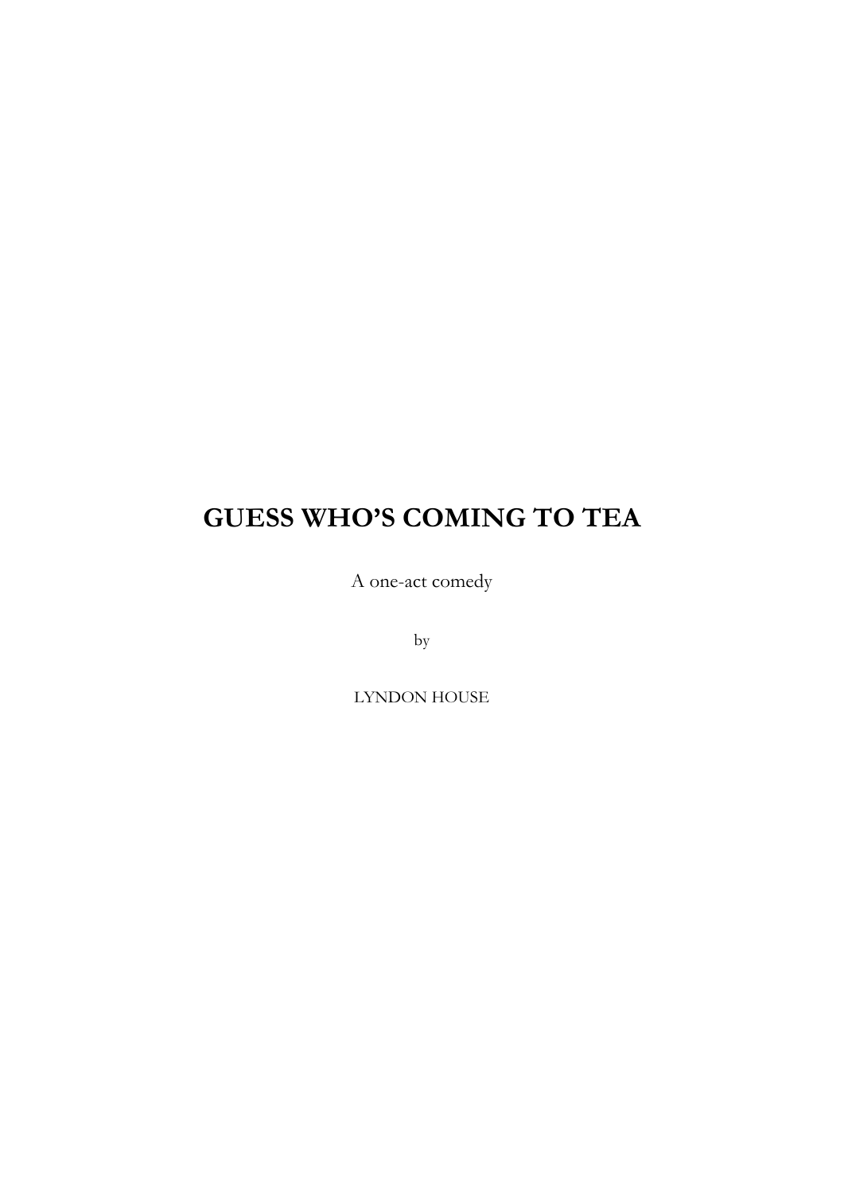# GUESS WHO'S COMING TO TEA

A one-act comedy

by

LYNDON HOUSE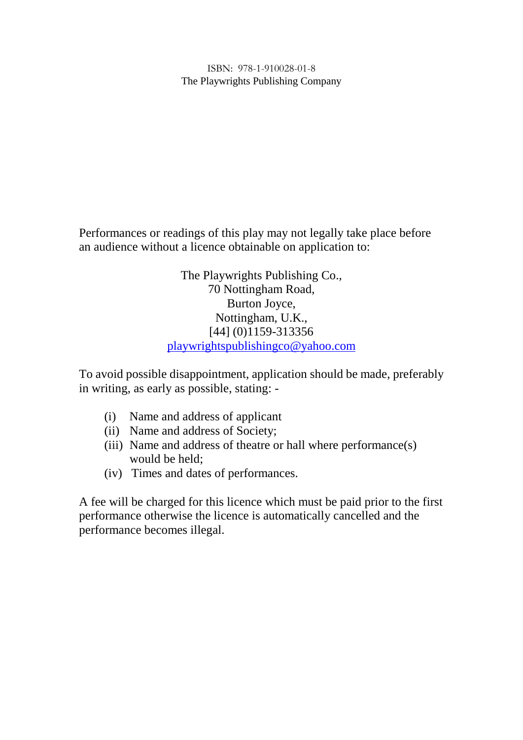ISBN: 978-1-910028-01-8
The Playwrights Publishing Company

Performances or readings of this play may not legally take place before an audience without a licence obtainable on application to:

The Playwrights Publishing Co.,
70 Nottingham Road,
Burton Joyce,
Nottingham, U.K.,
[44] (0)1159-313356
playwrightspublishingco@yahoo.com

To avoid possible disappointment, application should be made, preferably in writing, as early as possible, stating: -

(i) Name and address of applicant
(ii) Name and address of Society;
(iii) Name and address of theatre or hall where performance(s) would be held;
(iv) Times and dates of performances.

A fee will be charged for this licence which must be paid prior to the first performance otherwise the licence is automatically cancelled and the performance becomes illegal.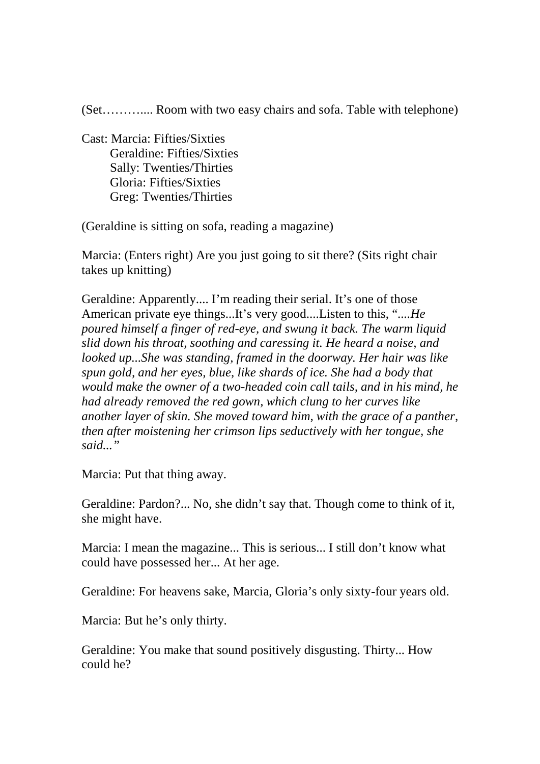(Set……….... Room with two easy chairs and sofa. Table with telephone)

Cast: Marcia: Fifties/Sixties
Geraldine: Fifties/Sixties
Sally: Twenties/Thirties
Gloria: Fifties/Sixties
Greg: Twenties/Thirties

(Geraldine is sitting on sofa, reading a magazine)

Marcia: (Enters right) Are you just going to sit there? (Sits right chair takes up knitting)

Geraldine: Apparently.... I'm reading their serial. It's one of those American private eye things...It's very good....Listen to this, "....*He poured himself a finger of red-eye, and swung it back. The warm liquid slid down his throat, soothing and caressing it. He heard a noise, and looked up...She was standing, framed in the doorway. Her hair was like spun gold, and her eyes, blue, like shards of ice. She had a body that would make the owner of a two-headed coin call tails, and in his mind, he had already removed the red gown, which clung to her curves like another layer of skin. She moved toward him, with the grace of a panther, then after moistening her crimson lips seductively with her tongue, she said..."*

Marcia: Put that thing away.

Geraldine: Pardon?... No, she didn't say that. Though come to think of it, she might have.

Marcia: I mean the magazine... This is serious... I still don't know what could have possessed her... At her age.

Geraldine: For heavens sake, Marcia, Gloria's only sixty-four years old.

Marcia: But he's only thirty.

Geraldine: You make that sound positively disgusting. Thirty... How could he?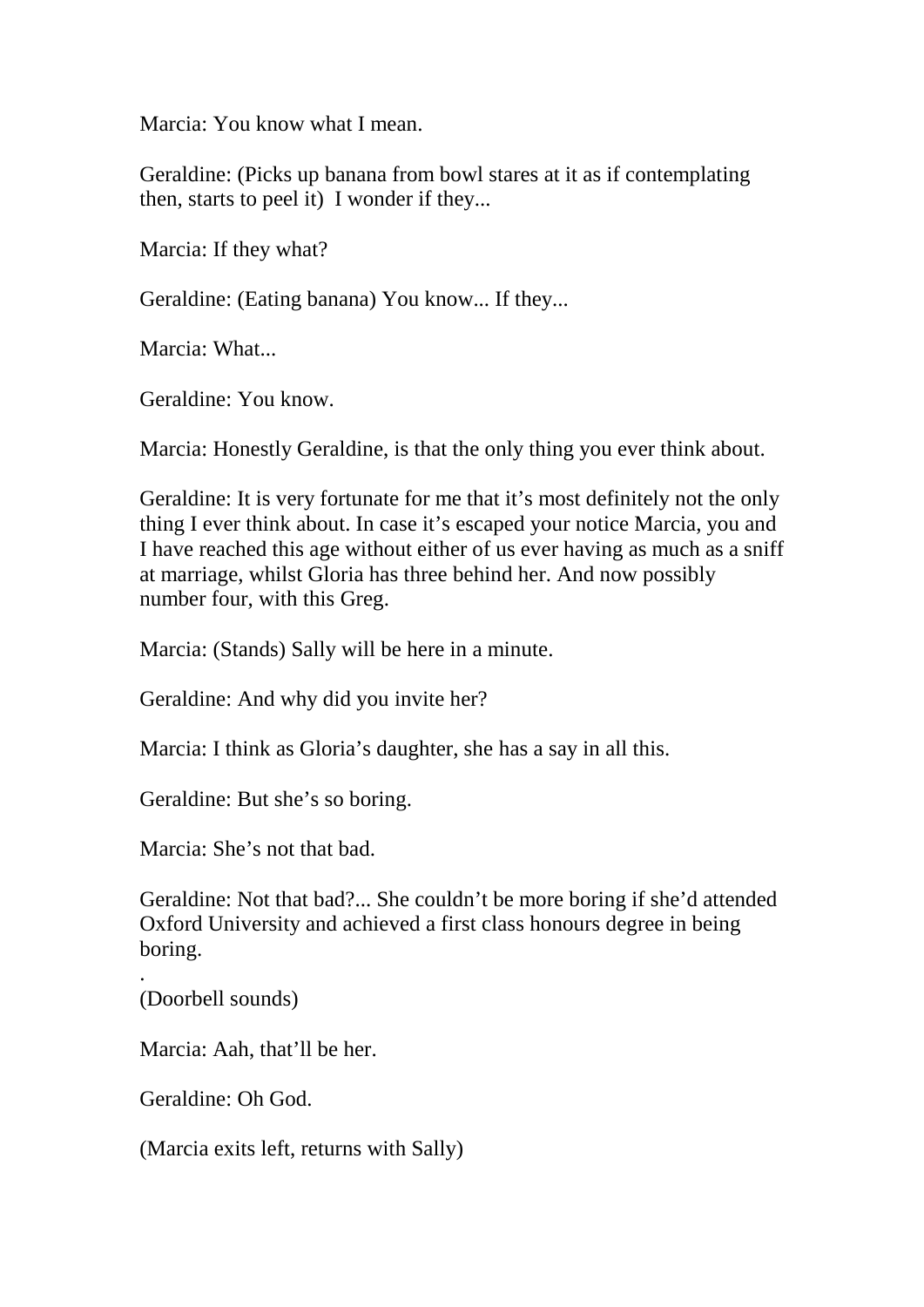Marcia: You know what I mean.

Geraldine: (Picks up banana from bowl stares at it as if contemplating then, starts to peel it)  I wonder if they...

Marcia: If they what?

Geraldine: (Eating banana) You know... If they...

Marcia: What...

Geraldine: You know.

Marcia: Honestly Geraldine, is that the only thing you ever think about.

Geraldine: It is very fortunate for me that it's most definitely not the only thing I ever think about. In case it's escaped your notice Marcia, you and I have reached this age without either of us ever having as much as a sniff at marriage, whilst Gloria has three behind her. And now possibly number four, with this Greg.

Marcia: (Stands) Sally will be here in a minute.

Geraldine: And why did you invite her?

Marcia: I think as Gloria's daughter, she has a say in all this.

Geraldine: But she's so boring.

Marcia: She's not that bad.

Geraldine: Not that bad?... She couldn't be more boring if she'd attended Oxford University and achieved a first class honours degree in being boring.

.
(Doorbell sounds)

Marcia: Aah, that'll be her.

Geraldine: Oh God.

(Marcia exits left, returns with Sally)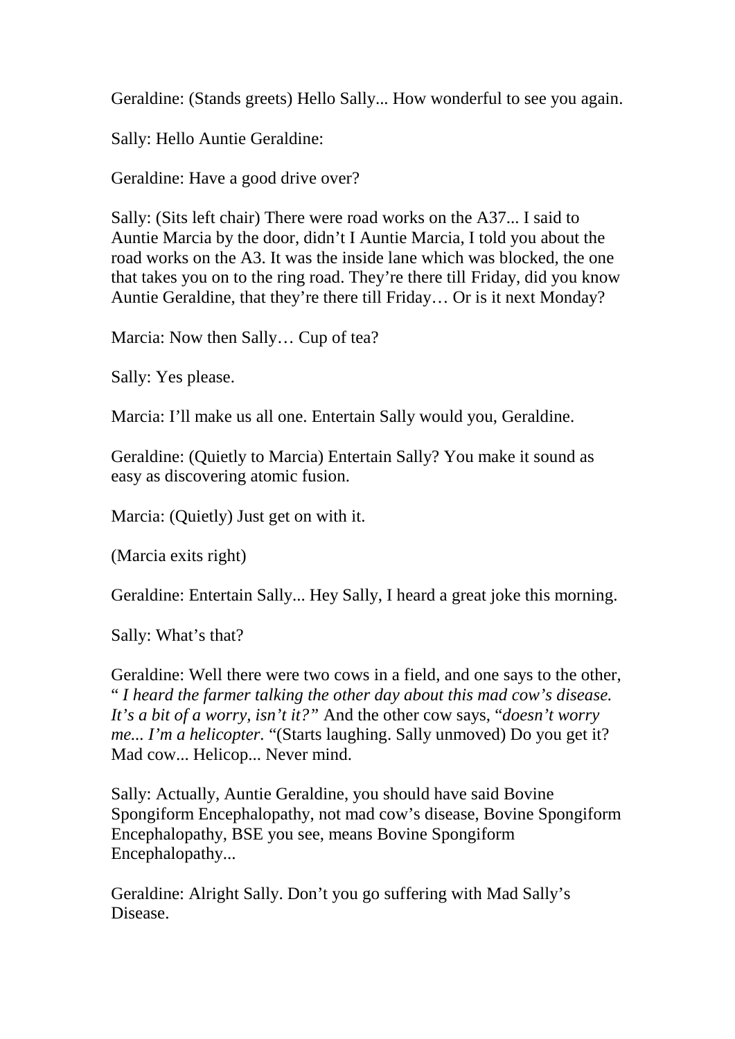Geraldine: (Stands greets) Hello Sally... How wonderful to see you again.

Sally: Hello Auntie Geraldine:

Geraldine: Have a good drive over?

Sally: (Sits left chair) There were road works on the A37... I said to Auntie Marcia by the door, didn't I Auntie Marcia, I told you about the road works on the A3. It was the inside lane which was blocked, the one that takes you on to the ring road. They're there till Friday, did you know Auntie Geraldine, that they're there till Friday… Or is it next Monday?

Marcia: Now then Sally… Cup of tea?

Sally: Yes please.

Marcia: I'll make us all one. Entertain Sally would you, Geraldine.

Geraldine: (Quietly to Marcia) Entertain Sally? You make it sound as easy as discovering atomic fusion.

Marcia: (Quietly) Just get on with it.

(Marcia exits right)

Geraldine: Entertain Sally... Hey Sally, I heard a great joke this morning.

Sally: What's that?

Geraldine: Well there were two cows in a field, and one says to the other, " *I heard the farmer talking the other day about this mad cow's disease. It's a bit of a worry, isn't it?"* And the other cow says, "*doesn't worry me... I'm a helicopter*. "(Starts laughing. Sally unmoved) Do you get it? Mad cow... Helicop... Never mind.

Sally: Actually, Auntie Geraldine, you should have said Bovine Spongiform Encephalopathy, not mad cow's disease, Bovine Spongiform Encephalopathy, BSE you see, means Bovine Spongiform Encephalopathy...

Geraldine: Alright Sally. Don't you go suffering with Mad Sally's Disease.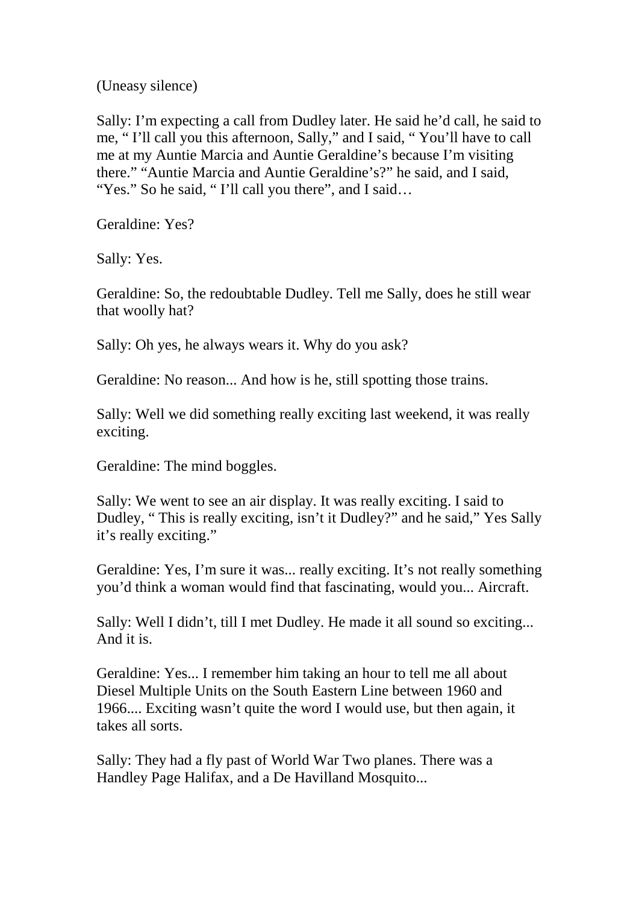(Uneasy silence)

Sally: I'm expecting a call from Dudley later. He said he'd call, he said to me, " I'll call you this afternoon, Sally," and I said, " You'll have to call me at my Auntie Marcia and Auntie Geraldine's because I'm visiting there." "Auntie Marcia and Auntie Geraldine's?" he said, and I said, "Yes." So he said, " I'll call you there", and I said…

Geraldine: Yes?

Sally: Yes.

Geraldine: So, the redoubtable Dudley. Tell me Sally, does he still wear that woolly hat?

Sally: Oh yes, he always wears it. Why do you ask?

Geraldine: No reason... And how is he, still spotting those trains.

Sally: Well we did something really exciting last weekend, it was really exciting.

Geraldine: The mind boggles.

Sally: We went to see an air display. It was really exciting. I said to Dudley, " This is really exciting, isn't it Dudley?" and he said," Yes Sally it's really exciting."

Geraldine: Yes, I'm sure it was... really exciting. It's not really something you'd think a woman would find that fascinating, would you... Aircraft.

Sally: Well I didn't, till I met Dudley. He made it all sound so exciting... And it is.

Geraldine: Yes... I remember him taking an hour to tell me all about Diesel Multiple Units on the South Eastern Line between 1960 and 1966.... Exciting wasn't quite the word I would use, but then again, it takes all sorts.

Sally: They had a fly past of World War Two planes. There was a Handley Page Halifax, and a De Havilland Mosquito...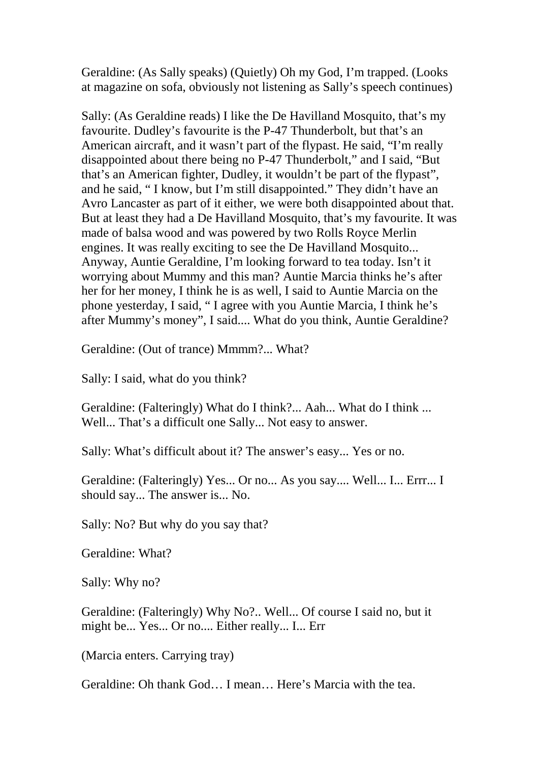Geraldine: (As Sally speaks) (Quietly) Oh my God, I'm trapped. (Looks at magazine on sofa, obviously not listening as Sally's speech continues)

Sally: (As Geraldine reads) I like the De Havilland Mosquito, that's my favourite. Dudley's favourite is the P-47 Thunderbolt, but that's an American aircraft, and it wasn't part of the flypast. He said, "I'm really disappointed about there being no P-47 Thunderbolt," and I said, "But that's an American fighter, Dudley, it wouldn't be part of the flypast", and he said, " I know, but I'm still disappointed." They didn't have an Avro Lancaster as part of it either, we were both disappointed about that. But at least they had a De Havilland Mosquito, that's my favourite. It was made of balsa wood and was powered by two Rolls Royce Merlin engines. It was really exciting to see the De Havilland Mosquito... Anyway, Auntie Geraldine, I'm looking forward to tea today. Isn't it worrying about Mummy and this man? Auntie Marcia thinks he's after her for her money, I think he is as well, I said to Auntie Marcia on the phone yesterday, I said, " I agree with you Auntie Marcia, I think he's after Mummy's money", I said.... What do you think, Auntie Geraldine?

Geraldine: (Out of trance) Mmmm?... What?

Sally: I said, what do you think?

Geraldine: (Falteringly) What do I think?... Aah... What do I think ... Well... That's a difficult one Sally... Not easy to answer.

Sally: What's difficult about it? The answer's easy... Yes or no.

Geraldine: (Falteringly) Yes... Or no... As you say.... Well... I... Errr... I should say... The answer is... No.

Sally: No? But why do you say that?

Geraldine: What?

Sally: Why no?

Geraldine: (Falteringly) Why No?.. Well... Of course I said no, but it might be... Yes... Or no.... Either really... I... Err

(Marcia enters. Carrying tray)

Geraldine: Oh thank God… I mean… Here's Marcia with the tea.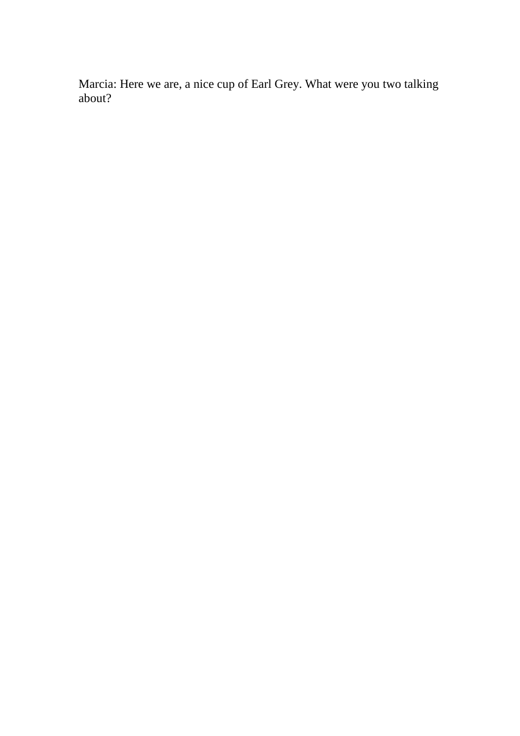Marcia: Here we are, a nice cup of Earl Grey. What were you two talking about?